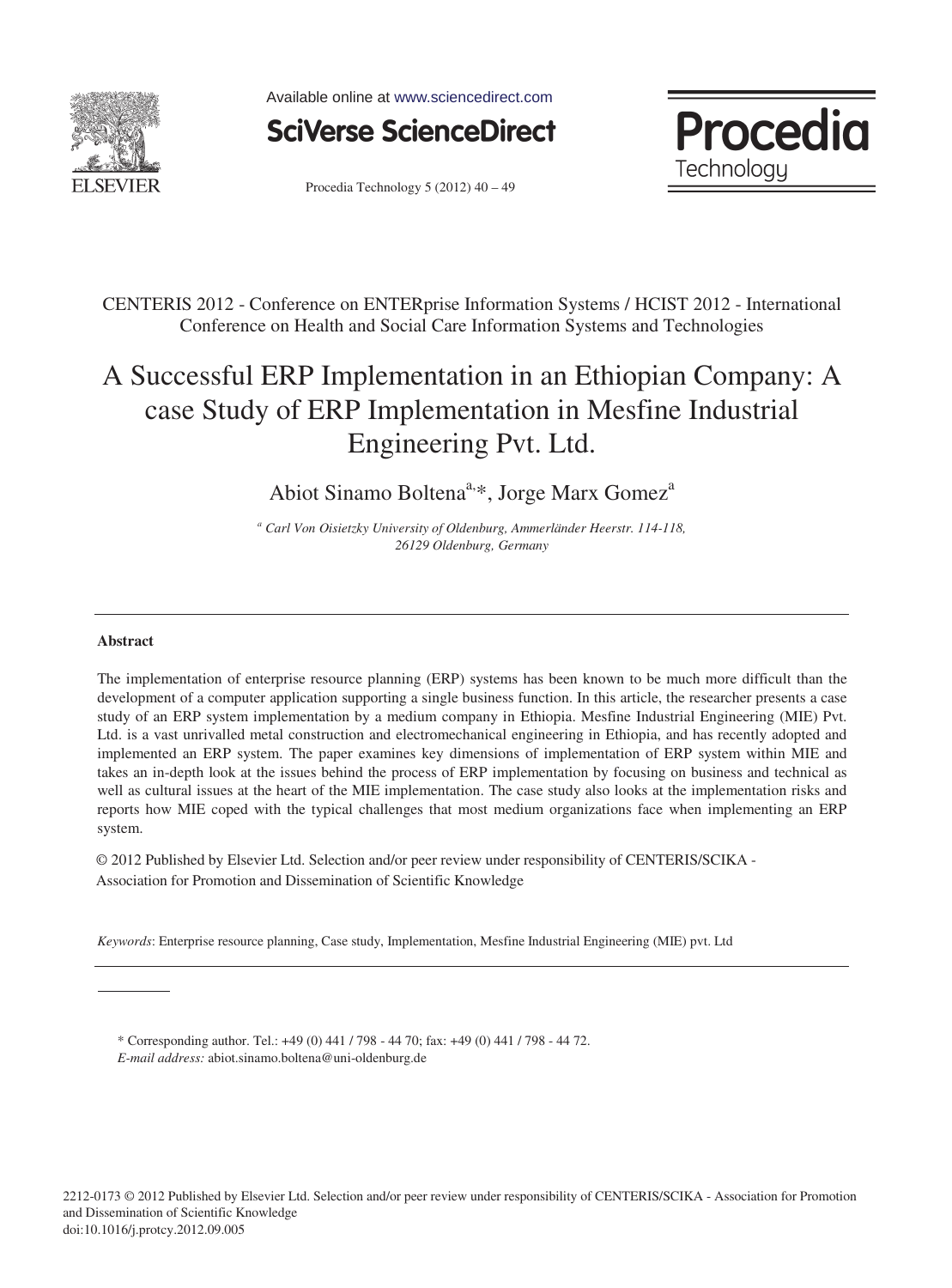CENTERIS 2012 - Conference on ENTERprise Information Systems / HCIST 2012 - International Conference on Health and Social Care Information Systems and Technologies

# A Successful ERP Implementation in an Ethiopian Company: A case Study of ERP Implementation in Mesfine Industrial Engineering Pvt. Ltd.

Abiot Sinamo Boltena[a,]*, Jorge Marx Gomez[a]

[a] *Carl Von Oisietzky University of Oldenburg, Ammerländer Heerstr. 114-118, 26129 Oldenburg, Germany*

---

## Abstract

The implementation of enterprise resource planning (ERP) systems has been known to be much more difficult than the development of a computer application supporting a single business function. In this article, the researcher presents a case study of an ERP system implementation by a medium company in Ethiopia. Mesfine Industrial Engineering (MIE) Pvt. Ltd. is a vast unrivalled metal construction and electromechanical engineering in Ethiopia, and has recently adopted and implemented an ERP system. The paper examines key dimensions of implementation of ERP system within MIE and takes an in-depth look at the issues behind the process of ERP implementation by focusing on business and technical as well as cultural issues at the heart of the MIE implementation. The case study also looks at the implementation risks and reports how MIE coped with the typical challenges that most medium organizations face when implementing an ERP system.

© 2012 Published by Elsevier Ltd. Selection and/or peer review under responsibility of CENTERIS/SCIKA - Association for Promotion and Dissemination of Scientific Knowledge

*Keywords*: Enterprise resource planning, Case study, Implementation, Mesfine Industrial Engineering (MIE) pvt. Ltd

---

\* Corresponding author. Tel.: +49 (0) 441 / 798 - 44 70; fax: +49 (0) 441 / 798 - 44 72.
*E-mail address:* abiot.sinamo.boltena@uni-oldenburg.de

2212-0173 © 2012 Published by Elsevier Ltd. Selection and/or peer review under responsibility of CENTERIS/SCIKA - Association for Promotion and Dissemination of Scientific Knowledge
doi:10.1016/j.protcy.2012.09.005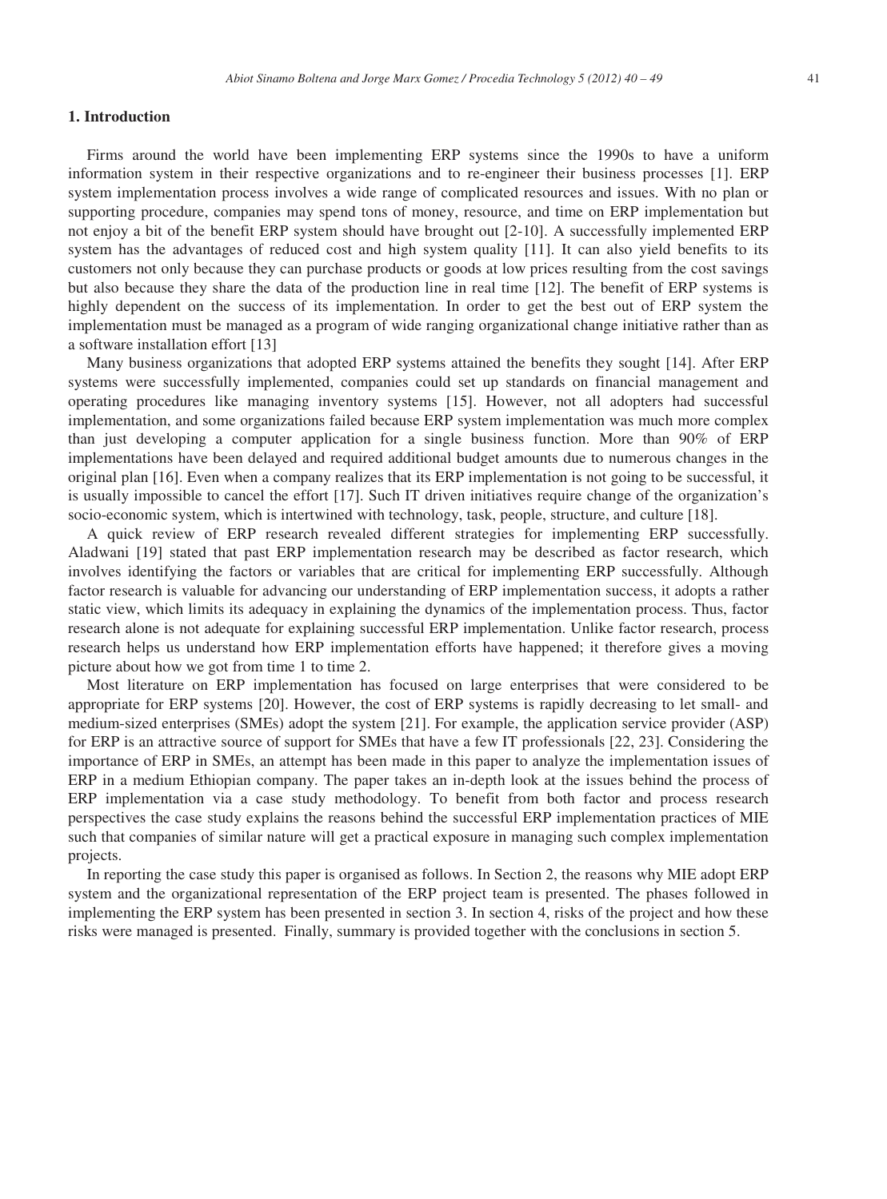## 1. Introduction

Firms around the world have been implementing ERP systems since the 1990s to have a uniform information system in their respective organizations and to re-engineer their business processes [1]. ERP system implementation process involves a wide range of complicated resources and issues. With no plan or supporting procedure, companies may spend tons of money, resource, and time on ERP implementation but not enjoy a bit of the benefit ERP system should have brought out [2-10]. A successfully implemented ERP system has the advantages of reduced cost and high system quality [11]. It can also yield benefits to its customers not only because they can purchase products or goods at low prices resulting from the cost savings but also because they share the data of the production line in real time [12]. The benefit of ERP systems is highly dependent on the success of its implementation. In order to get the best out of ERP system the implementation must be managed as a program of wide ranging organizational change initiative rather than as a software installation effort [13]

Many business organizations that adopted ERP systems attained the benefits they sought [14]. After ERP systems were successfully implemented, companies could set up standards on financial management and operating procedures like managing inventory systems [15]. However, not all adopters had successful implementation, and some organizations failed because ERP system implementation was much more complex than just developing a computer application for a single business function. More than 90% of ERP implementations have been delayed and required additional budget amounts due to numerous changes in the original plan [16]. Even when a company realizes that its ERP implementation is not going to be successful, it is usually impossible to cancel the effort [17]. Such IT driven initiatives require change of the organization's socio-economic system, which is intertwined with technology, task, people, structure, and culture [18].

A quick review of ERP research revealed different strategies for implementing ERP successfully. Aladwani [19] stated that past ERP implementation research may be described as factor research, which involves identifying the factors or variables that are critical for implementing ERP successfully. Although factor research is valuable for advancing our understanding of ERP implementation success, it adopts a rather static view, which limits its adequacy in explaining the dynamics of the implementation process. Thus, factor research alone is not adequate for explaining successful ERP implementation. Unlike factor research, process research helps us understand how ERP implementation efforts have happened; it therefore gives a moving picture about how we got from time 1 to time 2.

Most literature on ERP implementation has focused on large enterprises that were considered to be appropriate for ERP systems [20]. However, the cost of ERP systems is rapidly decreasing to let small- and medium-sized enterprises (SMEs) adopt the system [21]. For example, the application service provider (ASP) for ERP is an attractive source of support for SMEs that have a few IT professionals [22, 23]. Considering the importance of ERP in SMEs, an attempt has been made in this paper to analyze the implementation issues of ERP in a medium Ethiopian company. The paper takes an in-depth look at the issues behind the process of ERP implementation via a case study methodology. To benefit from both factor and process research perspectives the case study explains the reasons behind the successful ERP implementation practices of MIE such that companies of similar nature will get a practical exposure in managing such complex implementation projects.

In reporting the case study this paper is organised as follows. In Section 2, the reasons why MIE adopt ERP system and the organizational representation of the ERP project team is presented. The phases followed in implementing the ERP system has been presented in section 3. In section 4, risks of the project and how these risks were managed is presented. Finally, summary is provided together with the conclusions in section 5.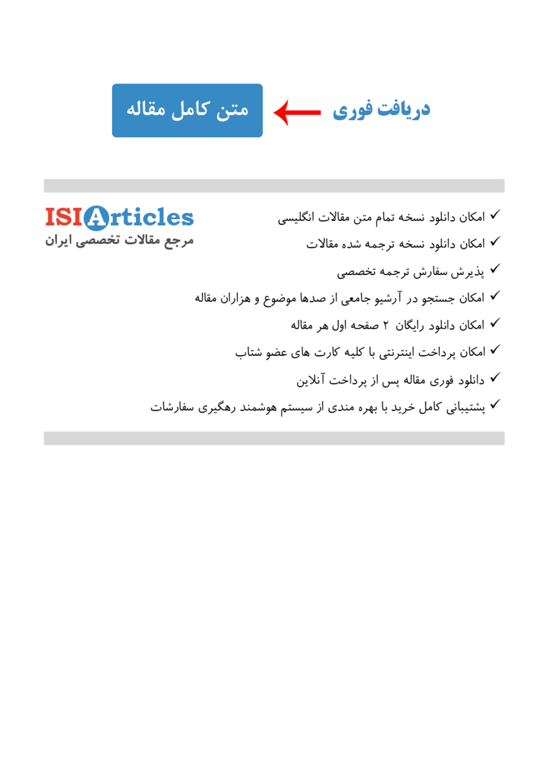دریافت فوری ← **متن کامل مقاله**

**ISIArticles**
مرجع مقالات تخصصی ایران

- ✓ امکان دانلود نسخه تمام متن مقالات انگلیسی
- ✓ امکان دانلود نسخه ترجمه شده مقالات
- ✓ پذیرش سفارش ترجمه تخصصی
- ✓ امکان جستجو در آرشیو جامعی از صدها موضوع و هزاران مقاله
- ✓ امکان دانلود رایگان ۲ صفحه اول هر مقاله
- ✓ امکان پرداخت اینترنتی با کلیه کارت های عضو شتاب
- ✓ دانلود فوری مقاله پس از پرداخت آنلاین
- ✓ پشتیبانی کامل خرید با بهره مندی از سیستم هوشمند رهگیری سفارشات